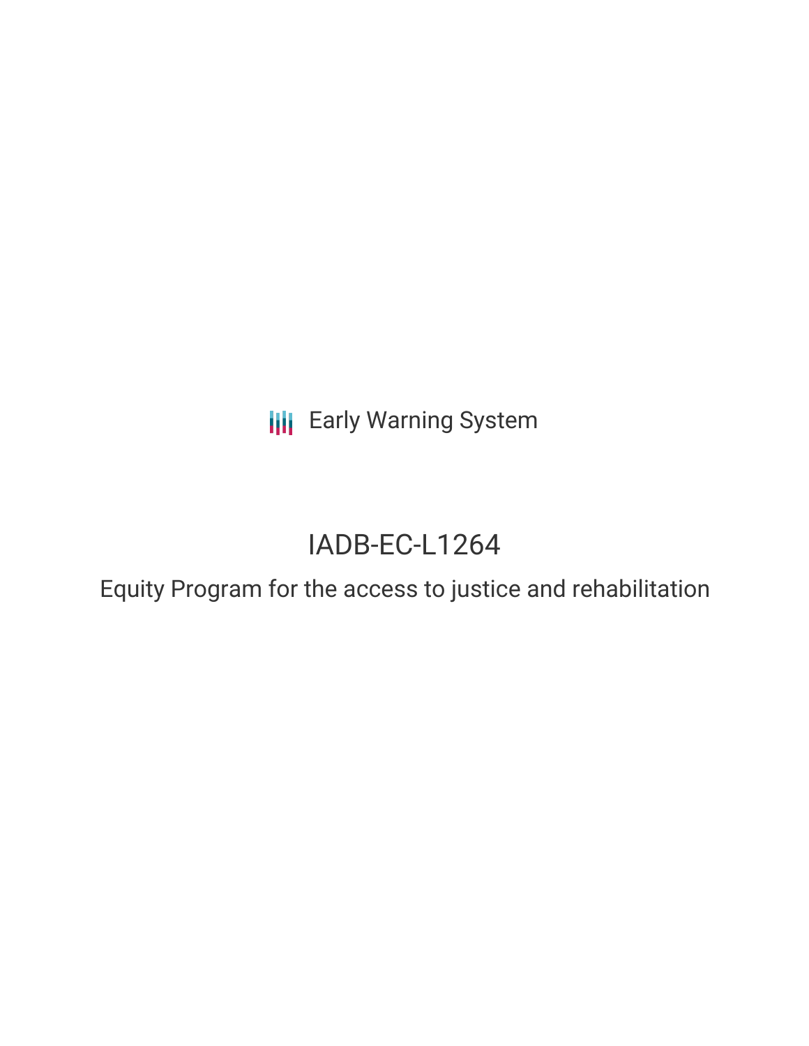Early Warning System

# IADB-EC-L1264

## Equity Program for the access to justice and rehabilitation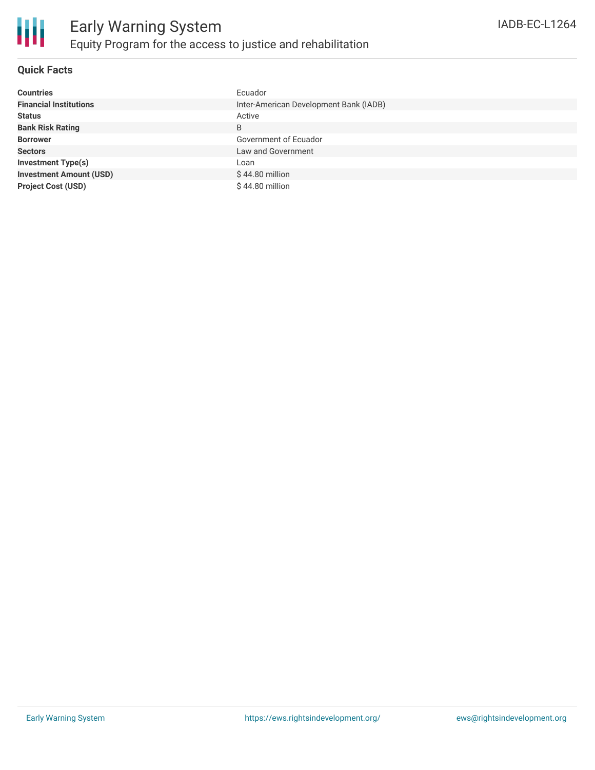# Early Warning System

## Equity Program for the access to justice and rehabilitation

IADB-EC-L1264

### Quick Facts

| | |
|---|---|
| **Countries** | Ecuador |
| **Financial Institutions** | Inter-American Development Bank (IADB) |
| **Status** | Active |
| **Bank Risk Rating** | B |
| **Borrower** | Government of Ecuador |
| **Sectors** | Law and Government |
| **Investment Type(s)** | Loan |
| **Investment Amount (USD)** | $ 44.80 million |
| **Project Cost (USD)** | $ 44.80 million |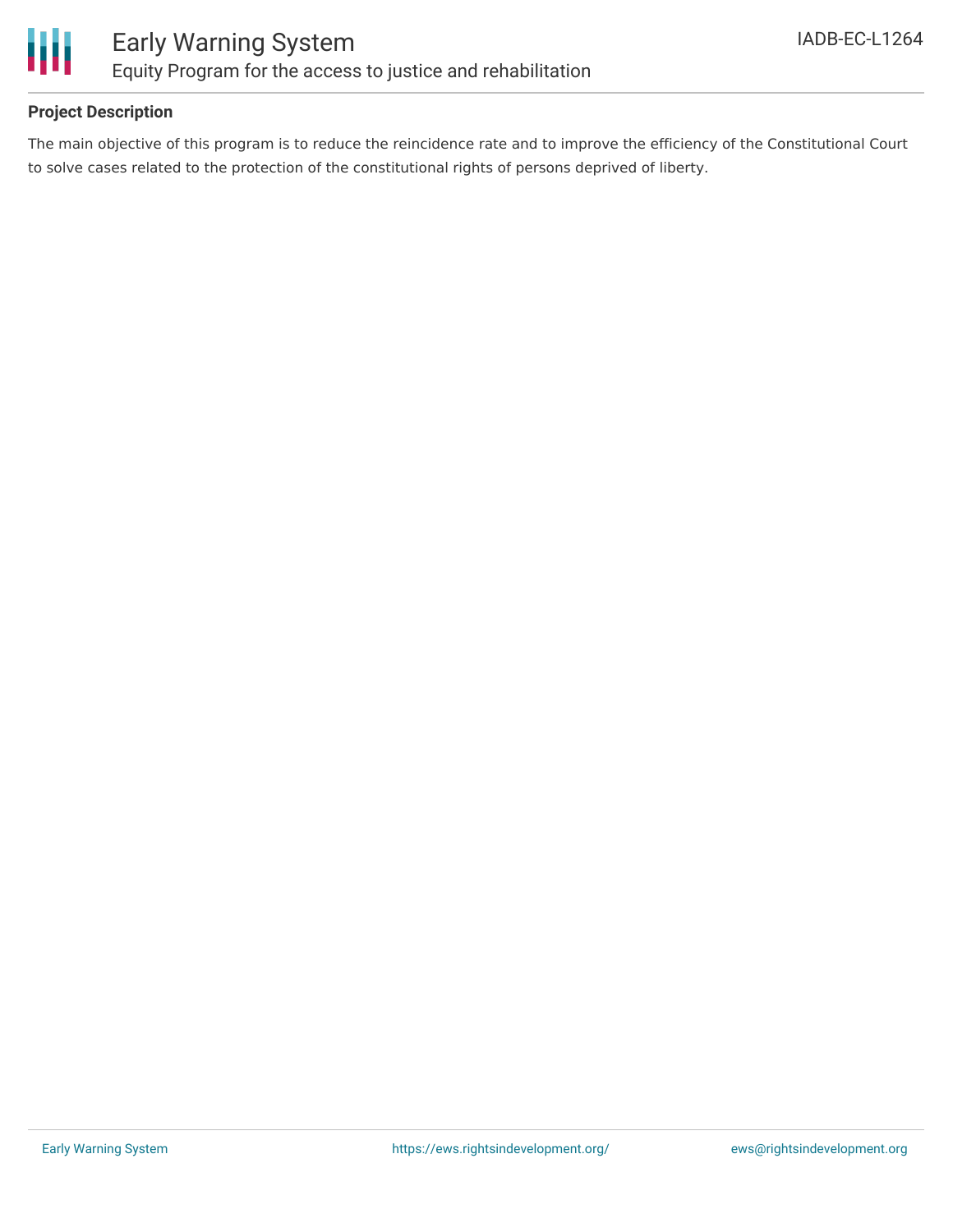## Project Description

The main objective of this program is to reduce the reincidence rate and to improve the efficiency of the Constitutional Court to solve cases related to the protection of the constitutional rights of persons deprived of liberty.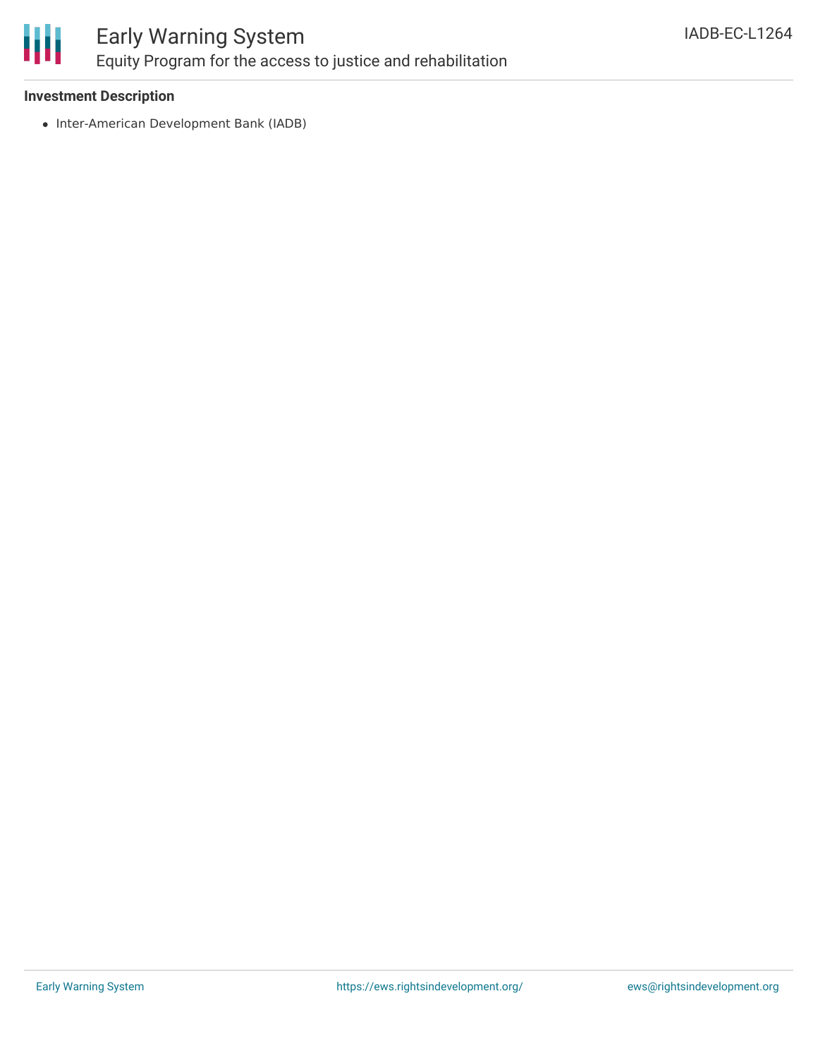**Investment Description**

- Inter-American Development Bank (IADB)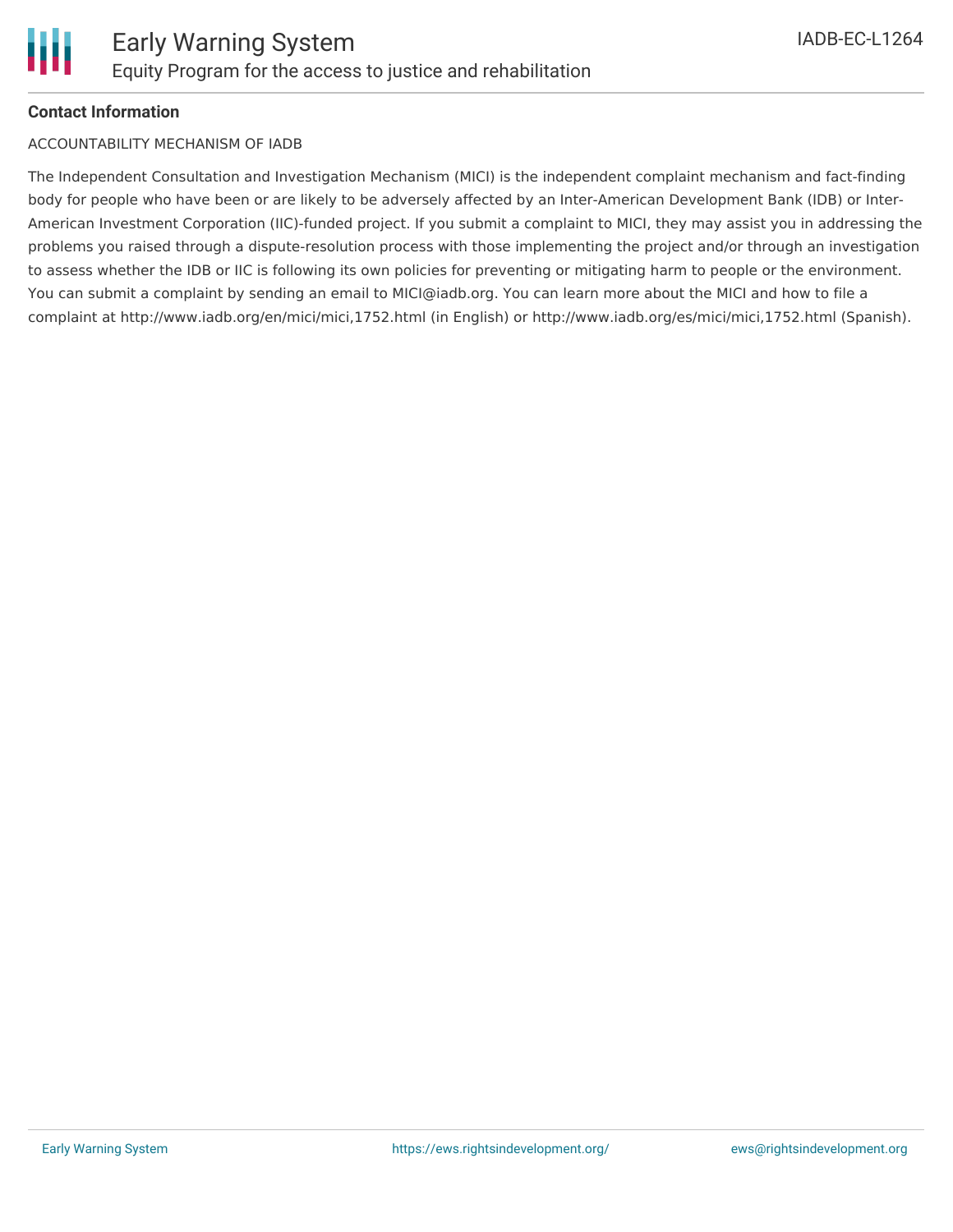**Contact Information**

ACCOUNTABILITY MECHANISM OF IADB

The Independent Consultation and Investigation Mechanism (MICI) is the independent complaint mechanism and fact-finding body for people who have been or are likely to be adversely affected by an Inter-American Development Bank (IDB) or Inter-American Investment Corporation (IIC)-funded project. If you submit a complaint to MICI, they may assist you in addressing the problems you raised through a dispute-resolution process with those implementing the project and/or through an investigation to assess whether the IDB or IIC is following its own policies for preventing or mitigating harm to people or the environment. You can submit a complaint by sending an email to MICI@iadb.org. You can learn more about the MICI and how to file a complaint at http://www.iadb.org/en/mici/mici,1752.html (in English) or http://www.iadb.org/es/mici/mici,1752.html (Spanish).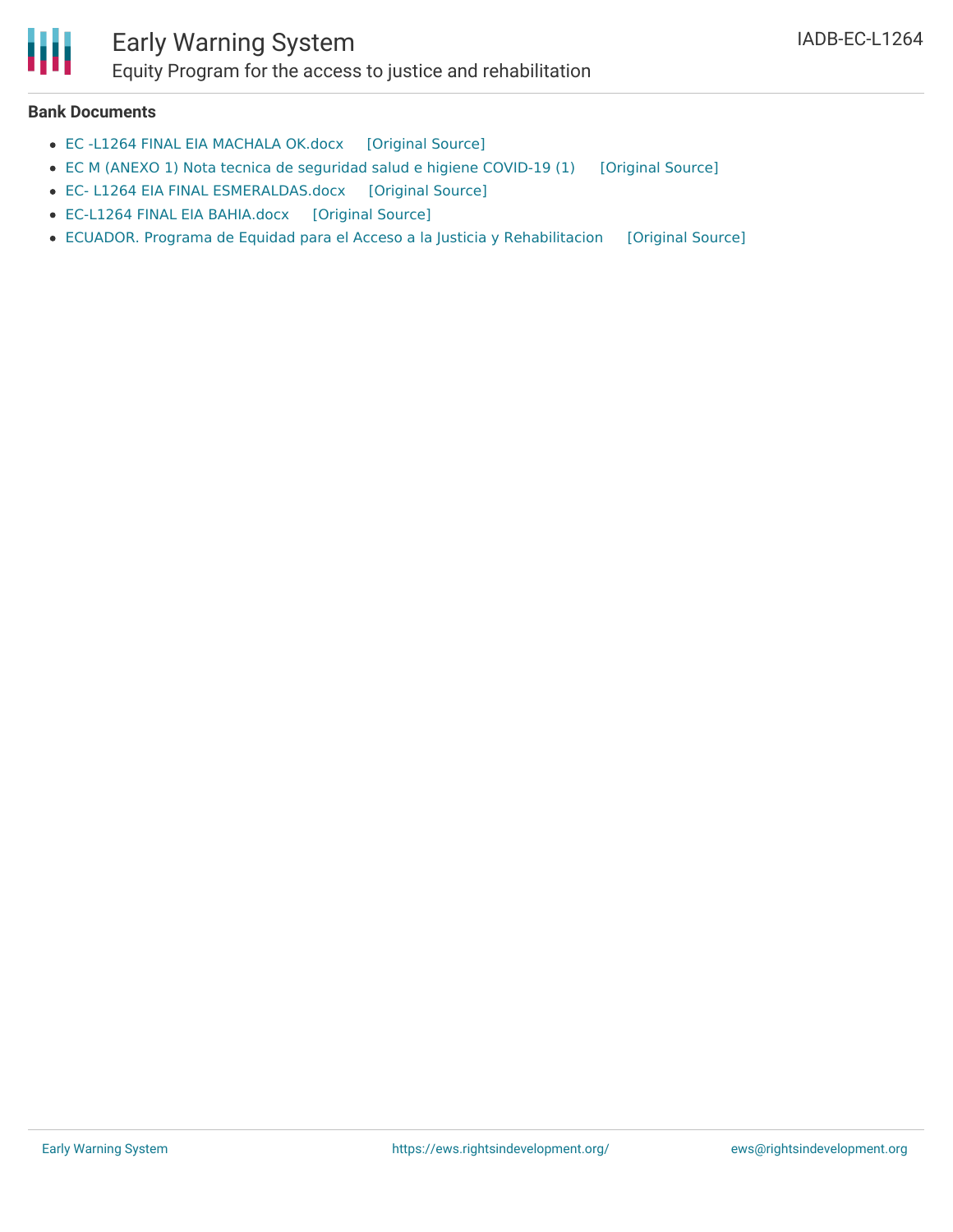## Bank Documents

- EC -L1264 FINAL EIA MACHALA OK.docx [Original Source]
- EC M (ANEXO 1) Nota tecnica de seguridad salud e higiene COVID-19 (1) [Original Source]
- EC- L1264 EIA FINAL ESMERALDAS.docx [Original Source]
- EC-L1264 FINAL EIA BAHIA.docx [Original Source]
- ECUADOR. Programa de Equidad para el Acceso a la Justicia y Rehabilitacion [Original Source]